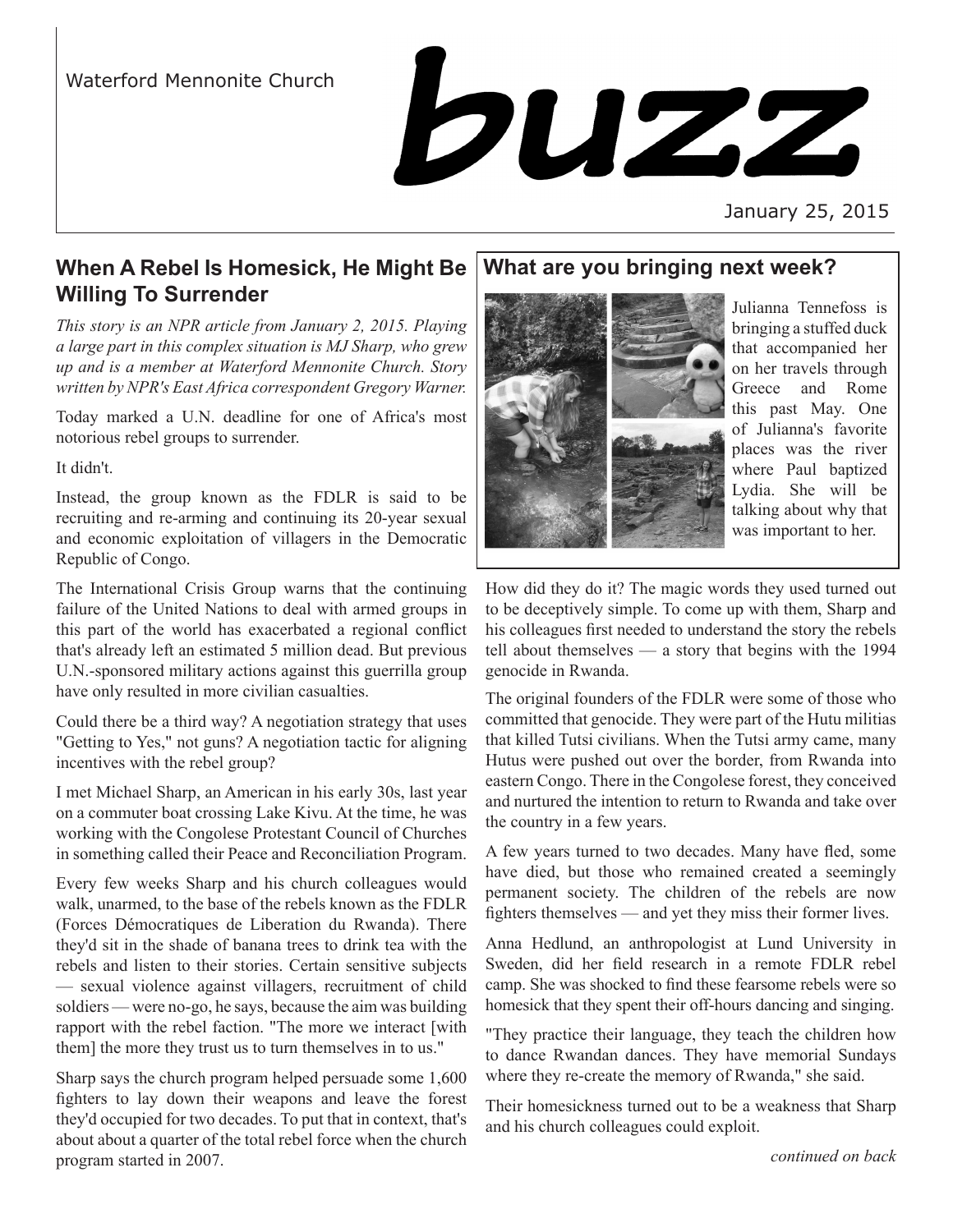Waterford Mennonite Church

# buzz

January 25, 2015

## When A Rebel Is Homesick, He Might Be Willing To Surrender

*This story is an NPR article from January 2, 2015. Playing a large part in this complex situation is MJ Sharp, who grew up and is a member at Waterford Mennonite Church. Story written by NPR's East Africa correspondent Gregory Warner.*

Today marked a U.N. deadline for one of Africa's most notorious rebel groups to surrender.

It didn't.

Instead, the group known as the FDLR is said to be recruiting and re-arming and continuing its 20-year sexual and economic exploitation of villagers in the Democratic Republic of Congo.

The International Crisis Group warns that the continuing failure of the United Nations to deal with armed groups in this part of the world has exacerbated a regional conflict that's already left an estimated 5 million dead. But previous U.N.-sponsored military actions against this guerrilla group have only resulted in more civilian casualties.

Could there be a third way? A negotiation strategy that uses "Getting to Yes," not guns? A negotiation tactic for aligning incentives with the rebel group?

I met Michael Sharp, an American in his early 30s, last year on a commuter boat crossing Lake Kivu. At the time, he was working with the Congolese Protestant Council of Churches in something called their Peace and Reconciliation Program.

Every few weeks Sharp and his church colleagues would walk, unarmed, to the base of the rebels known as the FDLR (Forces Démocratiques de Liberation du Rwanda). There they'd sit in the shade of banana trees to drink tea with the rebels and listen to their stories. Certain sensitive subjects — sexual violence against villagers, recruitment of child soldiers — were no-go, he says, because the aim was building rapport with the rebel faction. "The more we interact [with them] the more they trust us to turn themselves in to us."

Sharp says the church program helped persuade some 1,600 fighters to lay down their weapons and leave the forest they'd occupied for two decades. To put that in context, that's about about a quarter of the total rebel force when the church program started in 2007.

How did they do it? The magic words they used turned out to be deceptively simple. To come up with them, Sharp and his colleagues first needed to understand the story the rebels tell about themselves — a story that begins with the 1994 genocide in Rwanda.

The original founders of the FDLR were some of those who committed that genocide. They were part of the Hutu militias that killed Tutsi civilians. When the Tutsi army came, many Hutus were pushed out over the border, from Rwanda into eastern Congo. There in the Congolese forest, they conceived and nurtured the intention to return to Rwanda and take over the country in a few years.

A few years turned to two decades. Many have fled, some have died, but those who remained created a seemingly permanent society. The children of the rebels are now fighters themselves — and yet they miss their former lives.

Anna Hedlund, an anthropologist at Lund University in Sweden, did her field research in a remote FDLR rebel camp. She was shocked to find these fearsome rebels were so homesick that they spent their off-hours dancing and singing.

"They practice their language, they teach the children how to dance Rwandan dances. They have memorial Sundays where they re-create the memory of Rwanda," she said.

Their homesickness turned out to be a weakness that Sharp and his church colleagues could exploit.

*continued on back*

## What are you bringing next week?

Julianna Tennefoss is bringing a stuffed duck that accompanied her on her travels through Greece and Rome this past May. One of Julianna's favorite places was the river where Paul baptized Lydia. She will be talking about why that was important to her.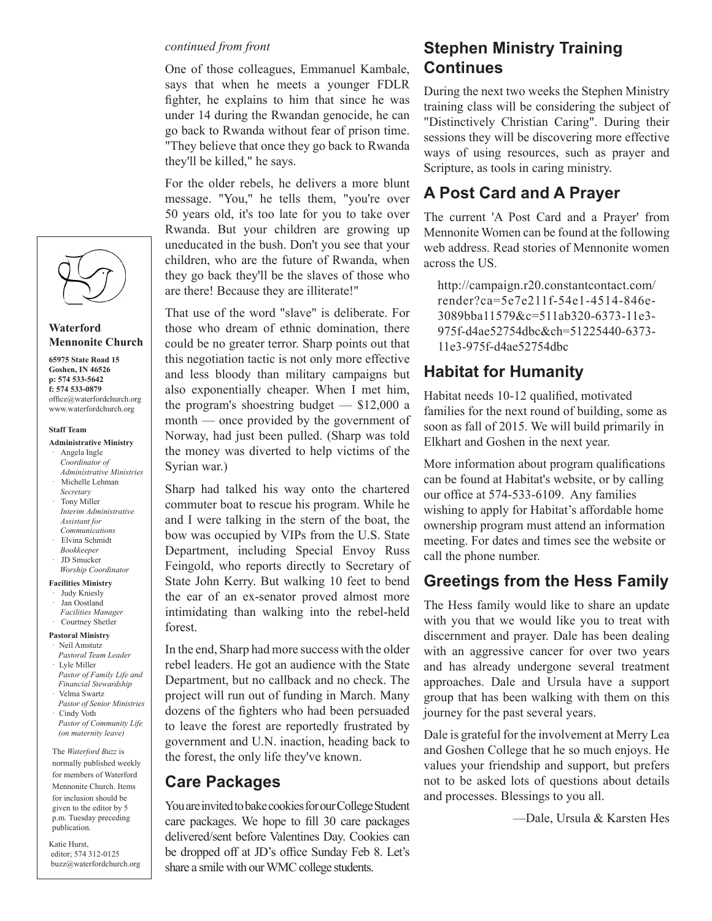*continued from front*

One of those colleagues, Emmanuel Kambale, says that when he meets a younger FDLR fighter, he explains to him that since he was under 14 during the Rwandan genocide, he can go back to Rwanda without fear of prison time. "They believe that once they go back to Rwanda they'll be killed," he says.

For the older rebels, he delivers a more blunt message. "You," he tells them, "you're over 50 years old, it's too late for you to take over Rwanda. But your children are growing up uneducated in the bush. Don't you see that your children, who are the future of Rwanda, when they go back they'll be the slaves of those who are there! Because they are illiterate!"

That use of the word "slave" is deliberate. For those who dream of ethnic domination, there could be no greater terror. Sharp points out that this negotiation tactic is not only more effective and less bloody than military campaigns but also exponentially cheaper. When I met him, the program's shoestring budget — $12,000 a month — once provided by the government of Norway, had just been pulled. (Sharp was told the money was diverted to help victims of the Syrian war.)

Sharp had talked his way onto the chartered commuter boat to rescue his program. While he and I were talking in the stern of the boat, the bow was occupied by VIPs from the U.S. State Department, including Special Envoy Russ Feingold, who reports directly to Secretary of State John Kerry. But walking 10 feet to bend the ear of an ex-senator proved almost more intimidating than walking into the rebel-held forest.

In the end, Sharp had more success with the older rebel leaders. He got an audience with the State Department, but no callback and no check. The project will run out of funding in March. Many dozens of the fighters who had been persuaded to leave the forest are reportedly frustrated by government and U.N. inaction, heading back to the forest, the only life they've known.

## Care Packages

You are invited to bake cookies for our College Student care packages. We hope to fill 30 care packages delivered/sent before Valentines Day. Cookies can be dropped off at JD's office Sunday Feb 8. Let's share a smile with our WMC college students.

## Stephen Ministry Training Continues

During the next two weeks the Stephen Ministry training class will be considering the subject of "Distinctively Christian Caring". During their sessions they will be discovering more effective ways of using resources, such as prayer and Scripture, as tools in caring ministry.

## A Post Card and A Prayer

The current 'A Post Card and a Prayer' from Mennonite Women can be found at the following web address. Read stories of Mennonite women across the US.

http://campaign.r20.constantcontact.com/render?ca=5e7e211f-54e1-4514-846e-3089bba11579&c=511ab320-6373-11e3-975f-d4ae52754dbc&ch=51225440-6373-11e3-975f-d4ae52754dbc

## Habitat for Humanity

Habitat needs 10-12 qualified, motivated families for the next round of building, some as soon as fall of 2015. We will build primarily in Elkhart and Goshen in the next year.

More information about program qualifications can be found at Habitat's website, or by calling our office at 574-533-6109. Any families wishing to apply for Habitat's affordable home ownership program must attend an information meeting. For dates and times see the website or call the phone number.

## Greetings from the Hess Family

The Hess family would like to share an update with you that we would like you to treat with discernment and prayer. Dale has been dealing with an aggressive cancer for over two years and has already undergone several treatment approaches. Dale and Ursula have a support group that has been walking with them on this journey for the past several years.

Dale is grateful for the involvement at Merry Lea and Goshen College that he so much enjoys. He values your friendship and support, but prefers not to be asked lots of questions about details and processes. Blessings to you all.

—Dale, Ursula & Karsten Hes

---

**Waterford Mennonite Church**

**65975 State Road 15**
**Goshen, IN 46526**
**p: 574 533-5642**
**f: 574 533-0879**
office@waterfordchurch.org
www.waterfordchurch.org

**Staff Team**

**Administrative Ministry**
- Angela Ingle, *Coordinator of Administrative Ministries*
- Michelle Lehman, *Secretary*
- Tony Miller, *Interim Administrative Assistant for Communications*
- Elvina Schmidt, *Bookkeeper*
- JD Smucker, *Worship Coordinator*

**Facilities Ministry**
- Judy Kniesly
- Jan Oostland, *Facilities Manager*
- Courtney Shetler

**Pastoral Ministry**
- Neil Amstutz, *Pastoral Team Leader*
- Lyle Miller, *Pastor of Family Life and Financial Stewardship*
- Velma Swartz, *Pastor of Senior Ministries*
- Cindy Voth, *Pastor of Community Life (on maternity leave)*

The *Waterford Buzz* is normally published weekly for members of Waterford Mennonite Church. Items for inclusion should be given to the editor by 5 p.m. Tuesday preceding publication.

Katie Hurst, editor; 574 312-0125
buzz@waterfordchurch.org